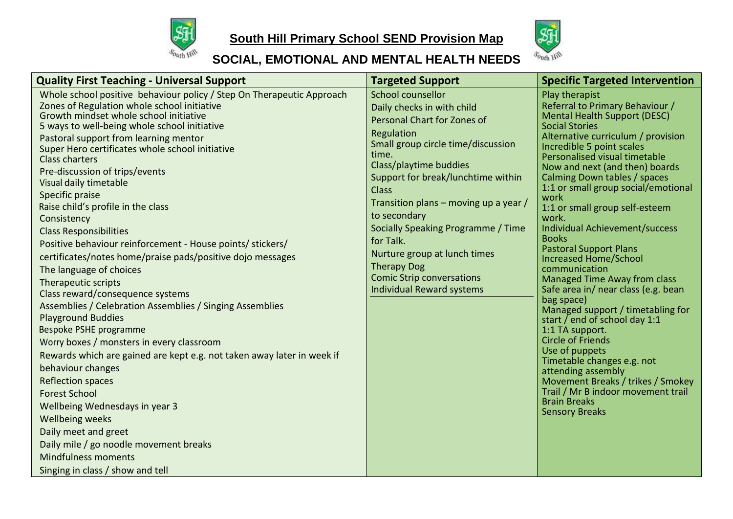# South Hill Primary School SEND Provision Map

## SOCIAL, EMOTIONAL AND MENTAL HEALTH NEEDS

| Quality First Teaching - Universal Support | Targeted Support | Specific Targeted Intervention |
|---|---|---|
| Whole school positive behaviour policy / Step On Therapeutic Approach<br>Zones of Regulation whole school initiative<br>Growth mindset whole school initiative<br>5 ways to well-being whole school initiative<br>Pastoral support from learning mentor<br>Super Hero certificates whole school initiative<br>Class charters<br>Pre-discussion of trips/events<br>Visual daily timetable<br>Specific praise<br>Raise child's profile in the class<br>Consistency<br>Class Responsibilities<br>Positive behaviour reinforcement - House points/ stickers/ certificates/notes home/praise pads/positive dojo messages<br>The language of choices<br>Therapeutic scripts<br>Class reward/consequence systems<br>Assemblies / Celebration Assemblies / Singing Assemblies<br>Playground Buddies<br>Bespoke PSHE programme<br>Worry boxes / monsters in every classroom<br>Rewards which are gained are kept e.g. not taken away later in week if behaviour changes<br>Reflection spaces<br>Forest School<br>Wellbeing Wednesdays in year 3<br>Wellbeing weeks<br>Daily meet and greet<br>Daily mile / go noodle movement breaks<br>Mindfulness moments<br>Singing in class / show and tell | School counsellor<br>Daily checks in with child<br>Personal Chart for Zones of Regulation<br>Small group circle time/discussion time.<br>Class/playtime buddies<br>Support for break/lunchtime within Class<br>Transition plans – moving up a year / to secondary<br>Socially Speaking Programme / Time for Talk.<br>Nurture group at lunch times<br>Therapy Dog<br>Comic Strip conversations<br>Individual Reward systems | Play therapist<br>Referral to Primary Behaviour / Mental Health Support (DESC)<br>Social Stories<br>Alternative curriculum / provision<br>Incredible 5 point scales<br>Personalised visual timetable<br>Now and next (and then) boards<br>Calming Down tables / spaces<br>1:1 or small group social/emotional work<br>1:1 or small group self-esteem work.<br>Individual Achievement/success Books<br>Pastoral Support Plans<br>Increased Home/School communication<br>Managed Time Away from class<br>Safe area in/ near class (e.g. bean bag space)<br>Managed support / timetabling for start / end of school day 1:1<br>1:1 TA support.<br>Circle of Friends<br>Use of puppets<br>Timetable changes e.g. not attending assembly<br>Movement Breaks / trikes / Smokey Trail / Mr B indoor movement trail<br>Brain Breaks<br>Sensory Breaks |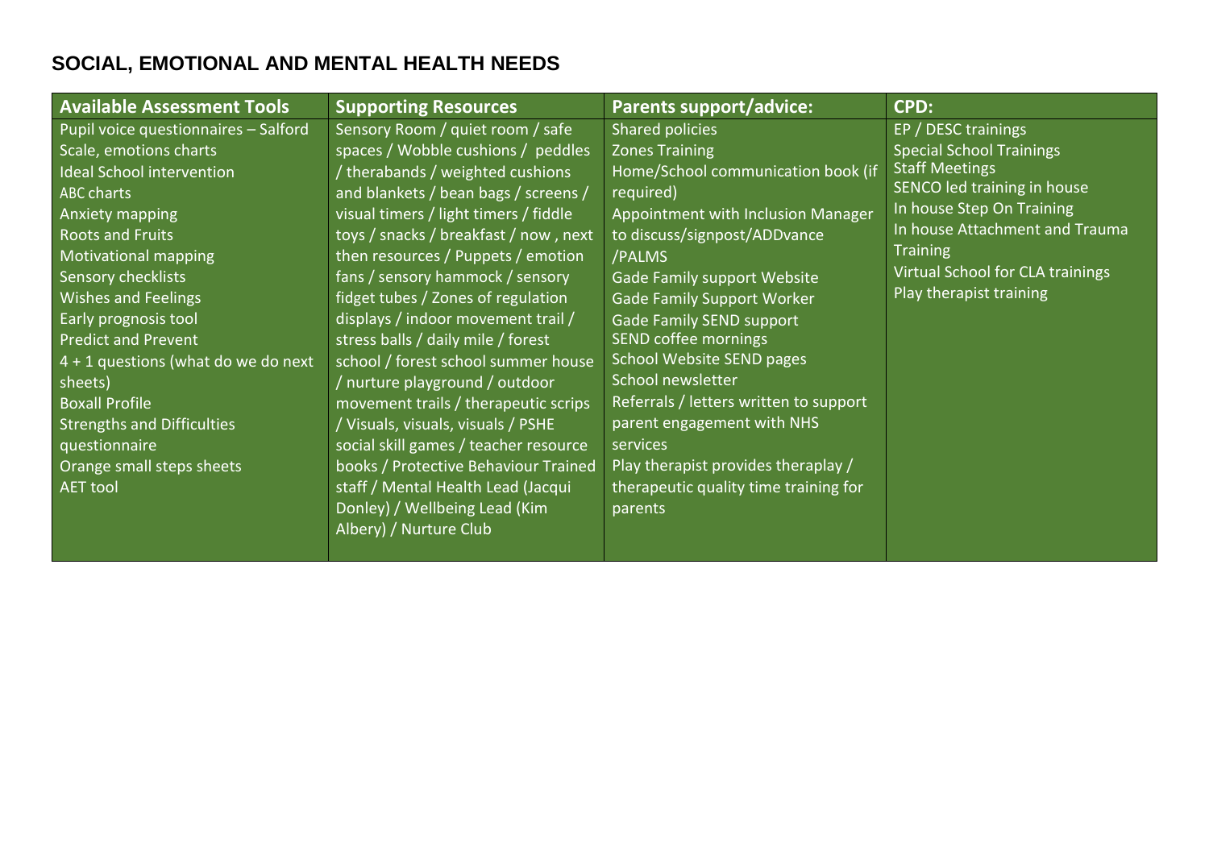## SOCIAL, EMOTIONAL AND MENTAL HEALTH NEEDS

| Available Assessment Tools | Supporting Resources | Parents support/advice: | CPD: |
|---|---|---|---|
| Pupil voice questionnaires – Salford Scale, emotions charts<br>Ideal School intervention<br>ABC charts<br>Anxiety mapping<br>Roots and Fruits<br>Motivational mapping<br>Sensory checklists<br>Wishes and Feelings<br>Early prognosis tool<br>Predict and Prevent<br>4 + 1 questions (what do we do next sheets)<br>Boxall Profile<br>Strengths and Difficulties questionnaire<br>Orange small steps sheets<br>AET tool | Sensory Room / quiet room / safe spaces / Wobble cushions / peddles / therabands / weighted cushions and blankets / bean bags / screens / visual timers / light timers / fiddle toys / snacks / breakfast / now , next then resources / Puppets / emotion fans / sensory hammock / sensory fidget tubes / Zones of regulation displays / indoor movement trail / stress balls / daily mile / forest school / forest school summer house / nurture playground / outdoor movement trails / therapeutic scrips / Visuals, visuals, visuals / PSHE social skill games / teacher resource books / Protective Behaviour Trained staff / Mental Health Lead (Jacqui Donley) / Wellbeing Lead (Kim Albery) / Nurture Club | Shared policies<br>Zones Training<br>Home/School communication book (if required)<br>Appointment with Inclusion Manager to discuss/signpost/ADDvance /PALMS<br>Gade Family support Website<br>Gade Family Support Worker<br>Gade Family SEND support<br>SEND coffee mornings<br>School Website SEND pages<br>School newsletter<br>Referrals / letters written to support parent engagement with NHS services<br>Play therapist provides theraplay / therapeutic quality time training for parents | EP / DESC trainings<br>Special School Trainings<br>Staff Meetings<br>SENCO led training in house<br>In house Step On Training<br>In house Attachment and Trauma Training<br>Virtual School for CLA trainings<br>Play therapist training |